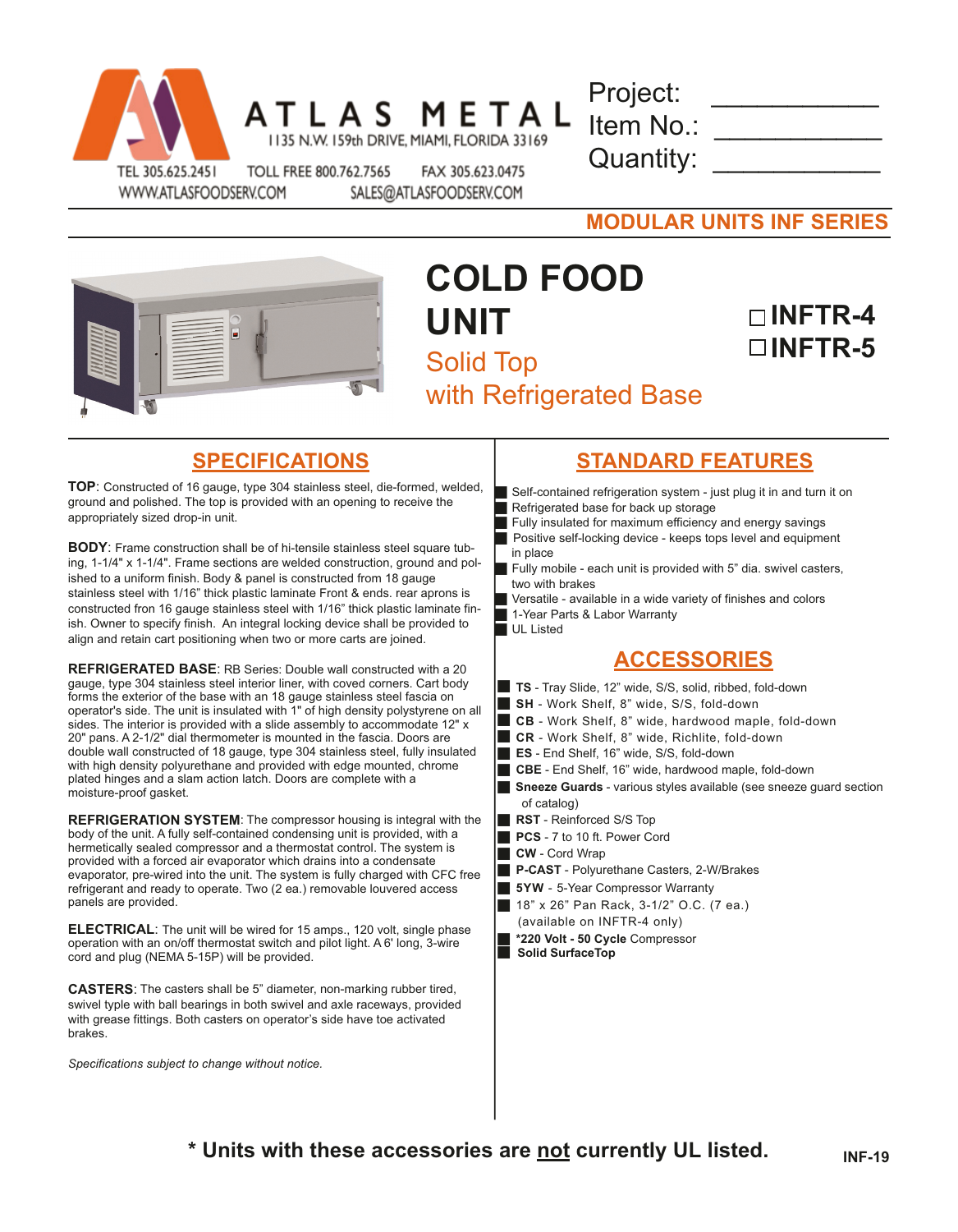ATLAS METAL
1135 N.W. 159th DRIVE, MIAMI, FLORIDA 33169
TEL 305.625.2451 TOLL FREE 800.762.7565 FAX 305.623.0475
WWW.ATLASFOODSERV.COM SALES@ATLASFOODSERV.COM

Project: ___________
Item No.: ___________
Quantity: ___________

**MODULAR UNITS INF SERIES**

# COLD FOOD UNIT

## Solid Top with Refrigerated Base

☐ **INFTR-4**
☐ **INFTR-5**

## SPECIFICATIONS

**TOP**: Constructed of 16 gauge, type 304 stainless steel, die-formed, welded, ground and polished. The top is provided with an opening to receive the appropriately sized drop-in unit.

**BODY**: Frame construction shall be of hi-tensile stainless steel square tubing, 1-1/4" x 1-1/4". Frame sections are welded construction, ground and polished to a uniform finish. Body & panel is constructed from 18 gauge stainless steel with 1/16" thick plastic laminate Front & ends. rear aprons is constructed fron 16 gauge stainless steel with 1/16" thick plastic laminate finish. Owner to specify finish. An integral locking device shall be provided to align and retain cart positioning when two or more carts are joined.

**REFRIGERATED BASE**: RB Series: Double wall constructed with a 20 gauge, type 304 stainless steel interior liner, with coved corners. Cart body forms the exterior of the base with an 18 gauge stainless steel fascia on operator's side. The unit is insulated with 1" of high density polystyrene on all sides. The interior is provided with a slide assembly to accommodate 12" x 20" pans. A 2-1/2" dial thermometer is mounted in the fascia. Doors are double wall constructed of 18 gauge, type 304 stainless steel, fully insulated with high density polyurethane and provided with edge mounted, chrome plated hinges and a slam action latch. Doors are complete with a moisture-proof gasket.

**REFRIGERATION SYSTEM**: The compressor housing is integral with the body of the unit. A fully self-contained condensing unit is provided, with a hermetically sealed compressor and a thermostat control. The system is provided with a forced air evaporator which drains into a condensate evaporator, pre-wired into the unit. The system is fully charged with CFC free refrigerant and ready to operate. Two (2 ea.) removable louvered access panels are provided.

**ELECTRICAL**: The unit will be wired for 15 amps., 120 volt, single phase operation with an on/off thermostat switch and pilot light. A 6' long, 3-wire cord and plug (NEMA 5-15P) will be provided.

**CASTERS**: The casters shall be 5" diameter, non-marking rubber tired, swivel typle with ball bearings in both swivel and axle raceways, provided with grease fittings. Both casters on operator's side have toe activated brakes.

*Specifications subject to change without notice.*

## STANDARD FEATURES

- Self-contained refrigeration system - just plug it in and turn it on
- Refrigerated base for back up storage
- Fully insulated for maximum efficiency and energy savings
- Positive self-locking device - keeps tops level and equipment in place
- Fully mobile - each unit is provided with 5" dia. swivel casters, two with brakes
- Versatile - available in a wide variety of finishes and colors
- 1-Year Parts & Labor Warranty
- UL Listed

## ACCESSORIES

- **TS** - Tray Slide, 12" wide, S/S, solid, ribbed, fold-down
- **SH** - Work Shelf, 8" wide, S/S, fold-down
- **CB** - Work Shelf, 8" wide, hardwood maple, fold-down
- **CR** - Work Shelf, 8" wide, Richlite, fold-down
- **ES** - End Shelf, 16" wide, S/S, fold-down
- **CBE** - End Shelf, 16" wide, hardwood maple, fold-down
- **Sneeze Guards** - various styles available (see sneeze guard section of catalog)
- **RST** - Reinforced S/S Top
- **PCS** - 7 to 10 ft. Power Cord
- **CW** - Cord Wrap
- **P-CAST** - Polyurethane Casters, 2-W/Brakes
- **5YW** - 5-Year Compressor Warranty
- 18" x 26" Pan Rack, 3-1/2" O.C. (7 ea.) (available on INFTR-4 only)
- ***220 Volt - 50 Cycle** Compressor
- **Solid SurfaceTop**

**\* Units with these accessories are not currently UL listed.**

INF-19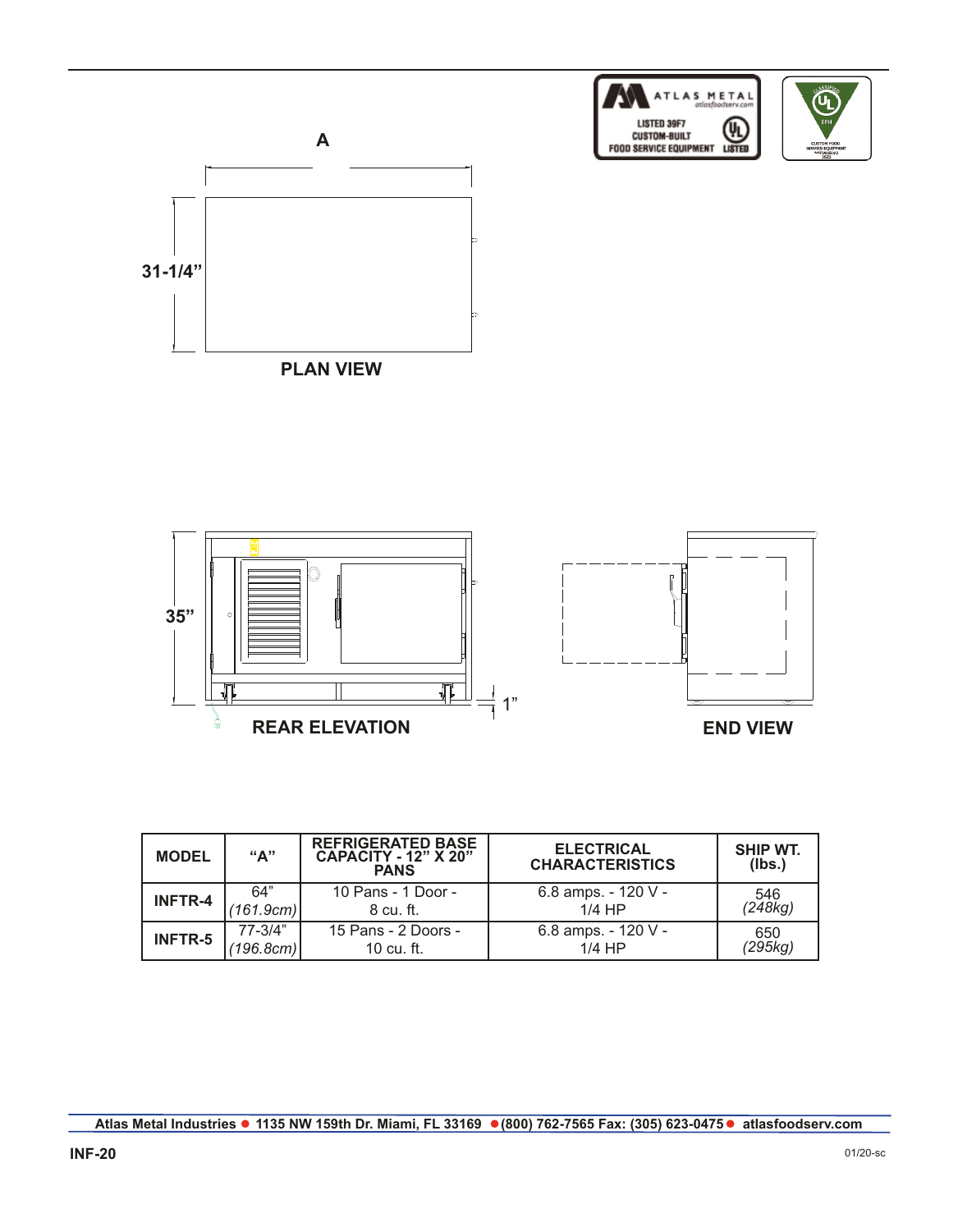A

31-1/4"

PLAN VIEW

35"

1"

REAR ELEVATION

END VIEW

| MODEL | "A" | REFRIGERATED BASE CAPACITY - 12" X 20" PANS | ELECTRICAL CHARACTERISTICS | SHIP WT. (lbs.) |
|---|---|---|---|---|
| **INFTR-4** | 64" *(161.9cm)* | 10 Pans - 1 Door - 8 cu. ft. | 6.8 amps. - 120 V - 1/4 HP | 546 *(248kg)* |
| **INFTR-5** | 77-3/4" *(196.8cm)* | 15 Pans - 2 Doors - 10 cu. ft. | 6.8 amps. - 120 V - 1/4 HP | 650 *(295kg)* |

**Atlas Metal Industries ● 1135 NW 159th Dr. Miami, FL 33169 ● (800) 762-7565 Fax: (305) 623-0475 ● atlasfoodserv.com**

**INF-20**

01/20-sc